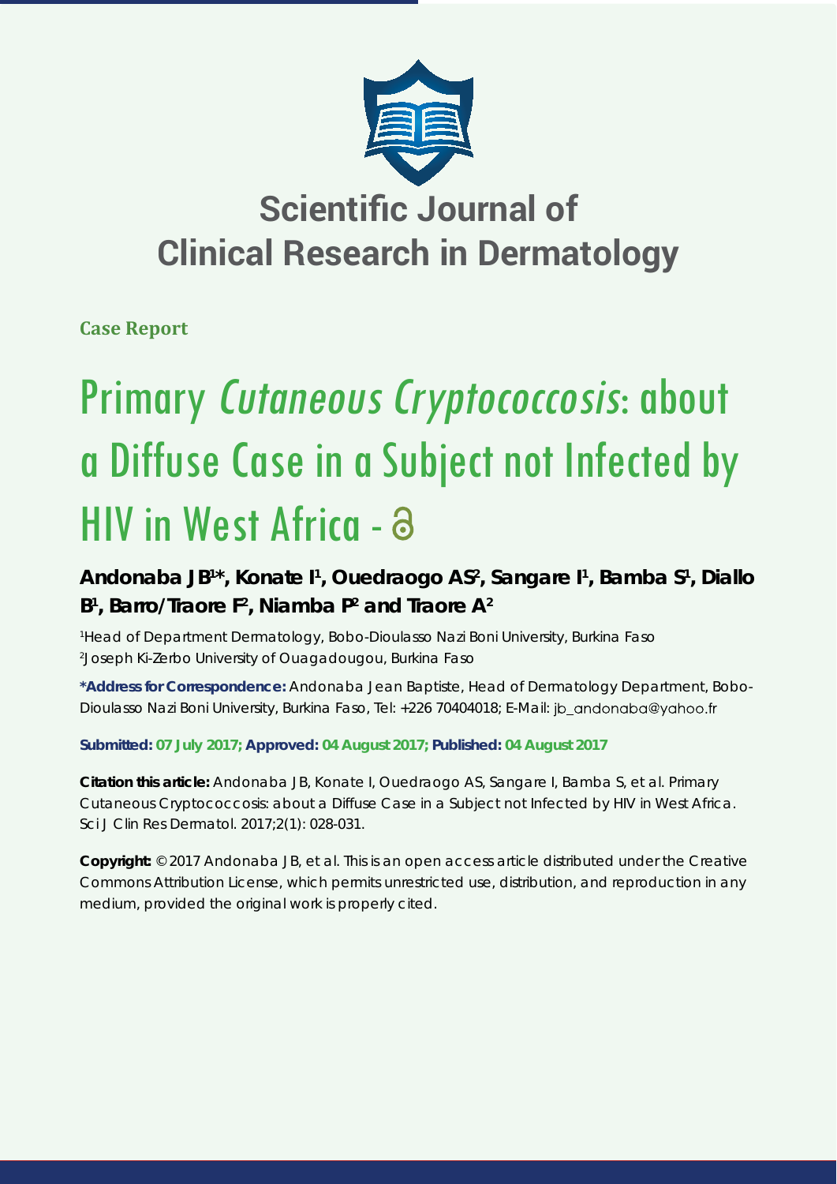# Scientific Journal of Clinical Research in Dermatology

**Case Report**

# Primary *Cutaneous Cryptococcosis*: about a Diffuse Case in a Subject not Infected by HIV in West Africa

**Andonaba JB[1]*, Konate I[1], Ouedraogo AS[2], Sangare I[1], Bamba S[1], Diallo B[1], Barro/Traore F[2], Niamba P[2] and Traore A[2]**

[1]Head of Department Dermatology, Bobo-Dioulasso Nazi Boni University, Burkina Faso
[2]Joseph Ki-Zerbo University of Ouagadougou, Burkina Faso

**\*Address for Correspondence:** Andonaba Jean Baptiste, Head of Dermatology Department, Bobo-Dioulasso Nazi Boni University, Burkina Faso, Tel: +226 70404018; E-Mail: jb_andonaba@yahoo.fr

**Submitted: 07 July 2017; Approved: 04 August 2017; Published: 04 August 2017**

**Citation this article:** Andonaba JB, Konate I, Ouedraogo AS, Sangare I, Bamba S, et al. Primary Cutaneous Cryptococcosis: about a Diffuse Case in a Subject not Infected by HIV in West Africa. Sci J Clin Res Dermatol. 2017;2(1): 028-031.

**Copyright:** © 2017 Andonaba JB, et al. This is an open access article distributed under the Creative Commons Attribution License, which permits unrestricted use, distribution, and reproduction in any medium, provided the original work is properly cited.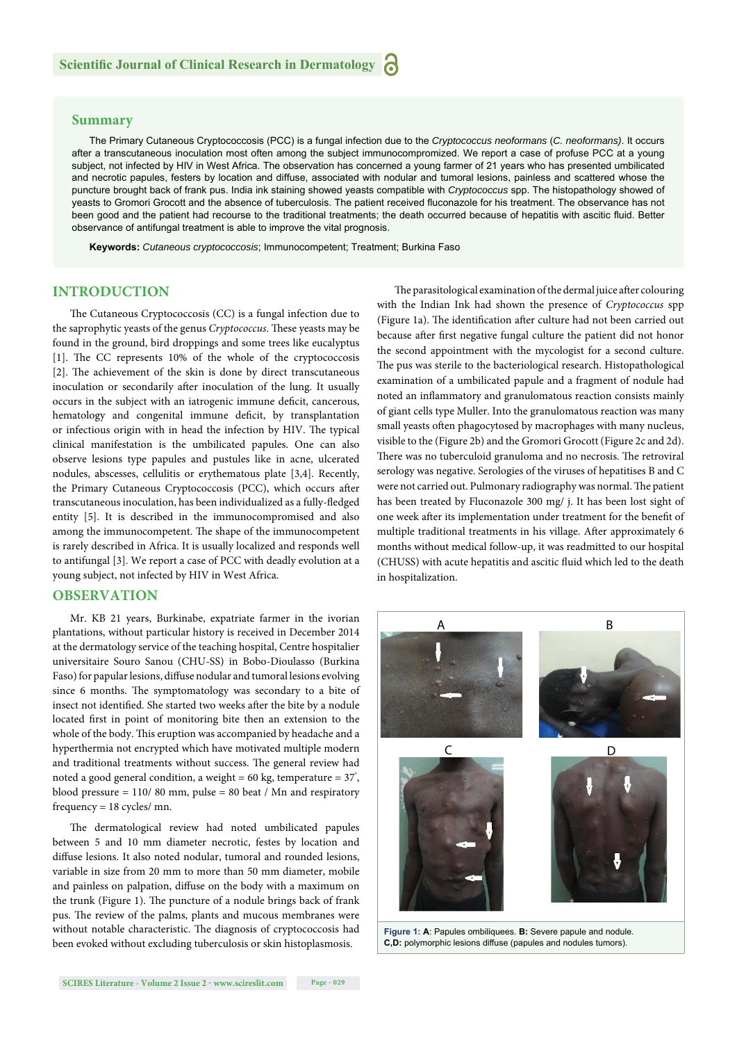## Summary

The Primary Cutaneous Cryptococcosis (PCC) is a fungal infection due to the *Cryptococcus neoformans* (*C. neoformans)*. It occurs after a transcutaneous inoculation most often among the subject immunocompromized. We report a case of profuse PCC at a young subject, not infected by HIV in West Africa. The observation has concerned a young farmer of 21 years who has presented umbilicated and necrotic papules, festers by location and diffuse, associated with nodular and tumoral lesions, painless and scattered whose the puncture brought back of frank pus. India ink staining showed yeasts compatible with *Cryptococcus* spp. The histopathology showed of yeasts to Gromori Grocott and the absence of tuberculosis. The patient received fluconazole for his treatment. The observance has not been good and the patient had recourse to the traditional treatments; the death occurred because of hepatitis with ascitic fluid. Better observance of antifungal treatment is able to improve the vital prognosis.

**Keywords:** *Cutaneous cryptococcosis*; Immunocompetent; Treatment; Burkina Faso

## INTRODUCTION

The Cutaneous Cryptococcosis (CC) is a fungal infection due to the saprophytic yeasts of the genus *Cryptococcus*. These yeasts may be found in the ground, bird droppings and some trees like eucalyptus [1]. The CC represents 10% of the cryptococcosis [2]. The achievement of the skin is done by direct transcutaneous inoculation or secondarily after inoculation of the lung. It usually occurs in the subject with an iatrogenic immune deficit, cancerous, hematology and congenital immune deficit, by transplantation or infectious origin with in head the infection by HIV. The typical clinical manifestation is the umbilicated papules. One can also observe lesions type papules and pustules like in acne, ulcerated nodules, abscesses, cellulitis or erythematous plate [3,4]. Recently, the Primary Cutaneous Cryptococcosis (PCC), which occurs after transcutaneous inoculation, has been individualized as a fully-fledged entity [5]. It is described in the immunocompromised and also among the immunocompetent. The shape of the immunocompetent is rarely described in Africa. It is usually localized and responds well to antifungal [3]. We report a case of PCC with deadly evolution at a young subject, not infected by HIV in West Africa.

## OBSERVATION

Mr. KB 21 years, Burkinabe, expatriate farmer in the ivorian plantations, without particular history is received in December 2014 at the dermatology service of the teaching hospital, Centre hospitalier universitaire Souro Sanou (CHU-SS) in Bobo-Dioulasso (Burkina Faso) for papular lesions, diffuse nodular and tumoral lesions evolving since 6 months. The symptomatology was secondary to a bite of insect not identified. She started two weeks after the bite by a nodule located first in point of monitoring bite then an extension to the whole of the body. This eruption was accompanied by headache and a hyperthermia not encrypted which have motivated multiple modern and traditional treatments without success. The general review had noted a good general condition, a weight = 60 kg, temperature = 37°, blood pressure = 110/ 80 mm, pulse = 80 beat / Mn and respiratory frequency = 18 cycles/ mn.

The dermatological review had noted umbilicated papules between 5 and 10 mm diameter necrotic, festes by location and diffuse lesions. It also noted nodular, tumoral and rounded lesions, variable in size from 20 mm to more than 50 mm diameter, mobile and painless on palpation, diffuse on the body with a maximum on the trunk (Figure 1). The puncture of a nodule brings back of frank pus. The review of the palms, plants and mucous membranes were without notable characteristic. The diagnosis of cryptococcosis had been evoked without excluding tuberculosis or skin histoplasmosis.

The parasitological examination of the dermal juice after colouring with the Indian Ink had shown the presence of *Cryptococcus* spp (Figure 1a). The identification after culture had not been carried out because after first negative fungal culture the patient did not honor the second appointment with the mycologist for a second culture. The pus was sterile to the bacteriological research. Histopathological examination of a umbilicated papule and a fragment of nodule had noted an inflammatory and granulomatous reaction consists mainly of giant cells type Muller. Into the granulomatous reaction was many small yeasts often phagocytosed by macrophages with many nucleus, visible to the (Figure 2b) and the Gromori Grocott (Figure 2c and 2d). There was no tuberculoid granuloma and no necrosis. The retroviral serology was negative. Serologies of the viruses of hepatitises B and C were not carried out. Pulmonary radiography was normal. The patient has been treated by Fluconazole 300 mg/ j. It has been lost sight of one week after its implementation under treatment for the benefit of multiple traditional treatments in his village. After approximately 6 months without medical follow-up, it was readmitted to our hospital (CHUSS) with acute hepatitis and ascitic fluid which led to the death in hospitalization.

**Figure 1: A**: Papules ombiliquees. **B:** Severe papule and nodule. **C,D:** polymorphic lesions diffuse (papules and nodules tumors).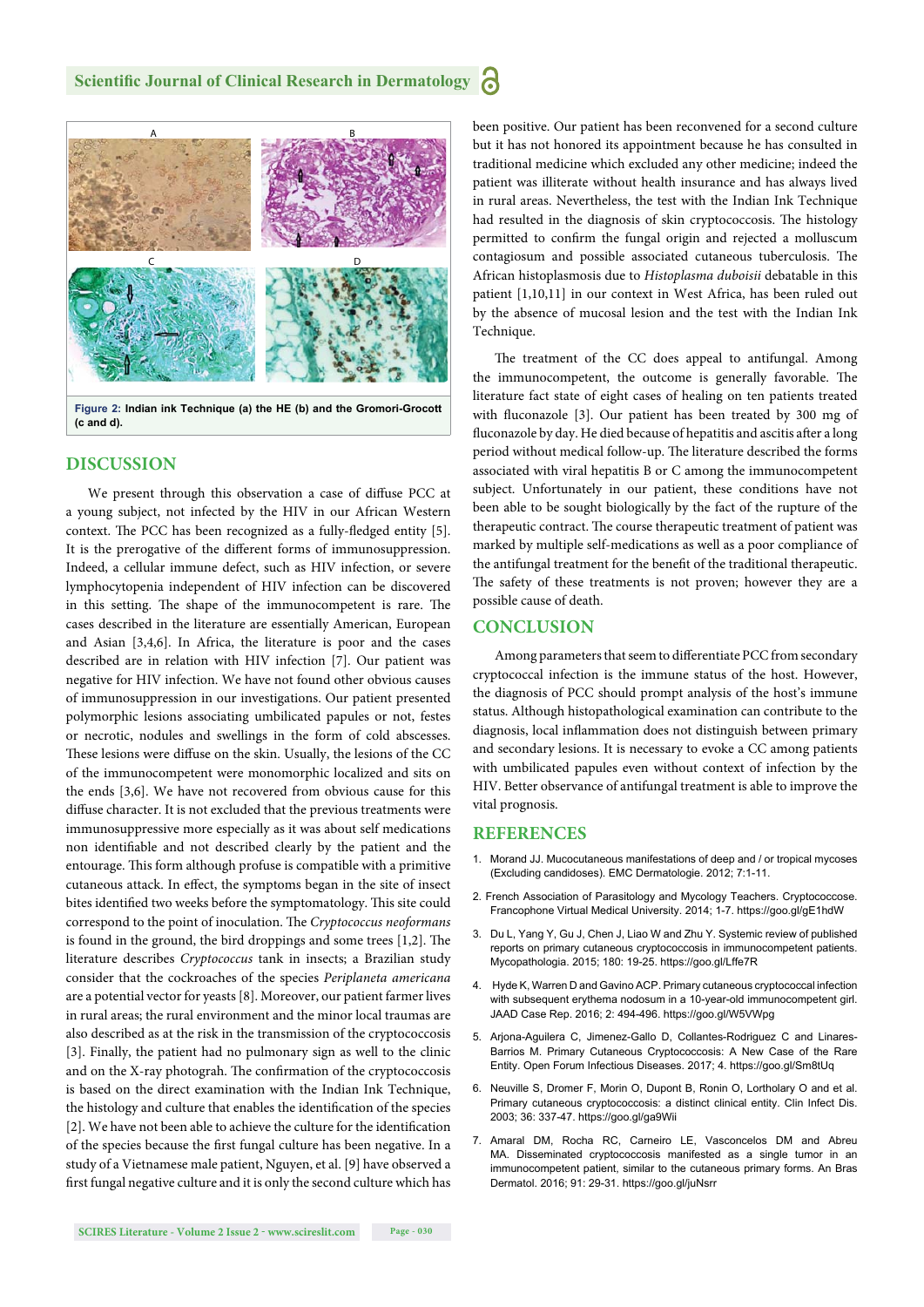Figure 2: Indian ink Technique (a) the HE (b) and the Gromori-Grocott (c and d).

## DISCUSSION

We present through this observation a case of diffuse PCC at a young subject, not infected by the HIV in our African Western context. The PCC has been recognized as a fully-fledged entity [5]. It is the prerogative of the different forms of immunosuppression. Indeed, a cellular immune defect, such as HIV infection, or severe lymphocytopenia independent of HIV infection can be discovered in this setting. The shape of the immunocompetent is rare. The cases described in the literature are essentially American, European and Asian [3,4,6]. In Africa, the literature is poor and the cases described are in relation with HIV infection [7]. Our patient was negative for HIV infection. We have not found other obvious causes of immunosuppression in our investigations. Our patient presented polymorphic lesions associating umbilicated papules or not, festes or necrotic, nodules and swellings in the form of cold abscesses. These lesions were diffuse on the skin. Usually, the lesions of the CC of the immunocompetent were monomorphic localized and sits on the ends [3,6]. We have not recovered from obvious cause for this diffuse character. It is not excluded that the previous treatments were immunosuppressive more especially as it was about self medications non identifiable and not described clearly by the patient and the entourage. This form although profuse is compatible with a primitive cutaneous attack. In effect, the symptoms began in the site of insect bites identified two weeks before the symptomatology. This site could correspond to the point of inoculation. The *Cryptococcus neoformans* is found in the ground, the bird droppings and some trees [1,2]. The literature describes *Cryptococcus* tank in insects; a Brazilian study consider that the cockroaches of the species *Periplaneta americana* are a potential vector for yeasts [8]. Moreover, our patient farmer lives in rural areas; the rural environment and the minor local traumas are also described as at the risk in the transmission of the cryptococcosis [3]. Finally, the patient had no pulmonary sign as well to the clinic and on the X-ray photograh. The confirmation of the cryptococcosis is based on the direct examination with the Indian Ink Technique, the histology and culture that enables the identification of the species [2]. We have not been able to achieve the culture for the identification of the species because the first fungal culture has been negative. In a study of a Vietnamese male patient, Nguyen, et al. [9] have observed a first fungal negative culture and it is only the second culture which has been positive. Our patient has been reconvened for a second culture but it has not honored its appointment because he has consulted in traditional medicine which excluded any other medicine; indeed the patient was illiterate without health insurance and has always lived in rural areas. Nevertheless, the test with the Indian Ink Technique had resulted in the diagnosis of skin cryptococcosis. The histology permitted to confirm the fungal origin and rejected a molluscum contagiosum and possible associated cutaneous tuberculosis. The African histoplasmosis due to *Histoplasma duboisii* debatable in this patient [1,10,11] in our context in West Africa, has been ruled out by the absence of mucosal lesion and the test with the Indian Ink Technique.

The treatment of the CC does appeal to antifungal. Among the immunocompetent, the outcome is generally favorable. The literature fact state of eight cases of healing on ten patients treated with fluconazole [3]. Our patient has been treated by 300 mg of fluconazole by day. He died because of hepatitis and ascitis after a long period without medical follow-up. The literature described the forms associated with viral hepatitis B or C among the immunocompetent subject. Unfortunately in our patient, these conditions have not been able to be sought biologically by the fact of the rupture of the therapeutic contract. The course therapeutic treatment of patient was marked by multiple self-medications as well as a poor compliance of the antifungal treatment for the benefit of the traditional therapeutic. The safety of these treatments is not proven; however they are a possible cause of death.

## CONCLUSION

Among parameters that seem to differentiate PCC from secondary cryptococcal infection is the immune status of the host. However, the diagnosis of PCC should prompt analysis of the host's immune status. Although histopathological examination can contribute to the diagnosis, local inflammation does not distinguish between primary and secondary lesions. It is necessary to evoke a CC among patients with umbilicated papules even without context of infection by the HIV. Better observance of antifungal treatment is able to improve the vital prognosis.

## REFERENCES

1. Morand JJ. Mucocutaneous manifestations of deep and / or tropical mycoses (Excluding candidoses). EMC Dermatologie. 2012; 7:1-11.
2. French Association of Parasitology and Mycology Teachers. Cryptococcose. Francophone Virtual Medical University. 2014; 1-7. https://goo.gl/gE1hdW
3. Du L, Yang Y, Gu J, Chen J, Liao W and Zhu Y. Systemic review of published reports on primary cutaneous cryptococcosis in immunocompetent patients. Mycopathologia. 2015; 180: 19-25. https://goo.gl/Lffe7R
4. Hyde K, Warren D and Gavino ACP. Primary cutaneous cryptococcal infection with subsequent erythema nodosum in a 10-year-old immunocompetent girl. JAAD Case Rep. 2016; 2: 494-496. https://goo.gl/W5VWpg
5. Arjona-Aguilera C, Jimenez-Gallo D, Collantes-Rodriguez C and Linares-Barrios M. Primary Cutaneous Cryptococcosis: A New Case of the Rare Entity. Open Forum Infectious Diseases. 2017; 4. https://goo.gl/Sm8tUq
6. Neuville S, Dromer F, Morin O, Dupont B, Ronin O, Lortholary O and et al. Primary cutaneous cryptococcosis: a distinct clinical entity. Clin Infect Dis. 2003; 36: 337-47. https://goo.gl/ga9Wii
7. Amaral DM, Rocha RC, Carneiro LE, Vasconcelos DM and Abreu MA. Disseminated cryptococcosis manifested as a single tumor in an immunocompetent patient, similar to the cutaneous primary forms. An Bras Dermatol. 2016; 91: 29-31. https://goo.gl/juNsrr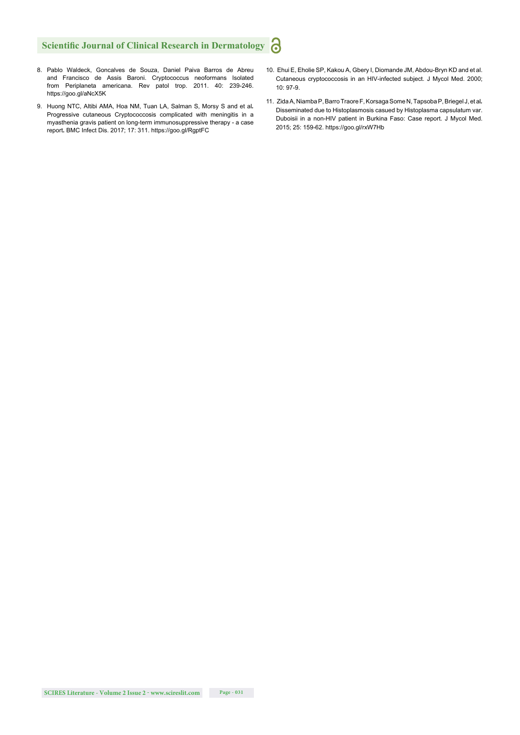8. Pablo Waldeck, Goncalves de Souza, Daniel Paiva Barros de Abreu and Francisco de Assis Baroni. Cryptococcus neoformans Isolated from Periplaneta americana. Rev patol trop. 2011. 40: 239-246. https://goo.gl/aNcX5K

9. Huong NTC, Altibi AMA, Hoa NM, Tuan LA, Salman S, Morsy S and et al. Progressive cutaneous Cryptococcosis complicated with meningitis in a myasthenia gravis patient on long-term immunosuppressive therapy - a case report. BMC Infect Dis. 2017; 17: 311. https://goo.gl/RgptFC

10. Ehui E, Eholie SP, Kakou A, Gbery I, Diomande JM, Abdou-Bryn KD and et al. Cutaneous cryptococcosis in an HIV-infected subject. J Mycol Med. 2000; 10: 97-9.

11. Zida A, Niamba P, Barro Traore F, Korsaga Some N, Tapsoba P, Briegel J, et al. Disseminated due to Histoplasmosis casued by Histoplasma capsulatum var. Duboisii in a non-HIV patient in Burkina Faso: Case report. J Mycol Med. 2015; 25: 159-62. https://goo.gl/rxW7Hb